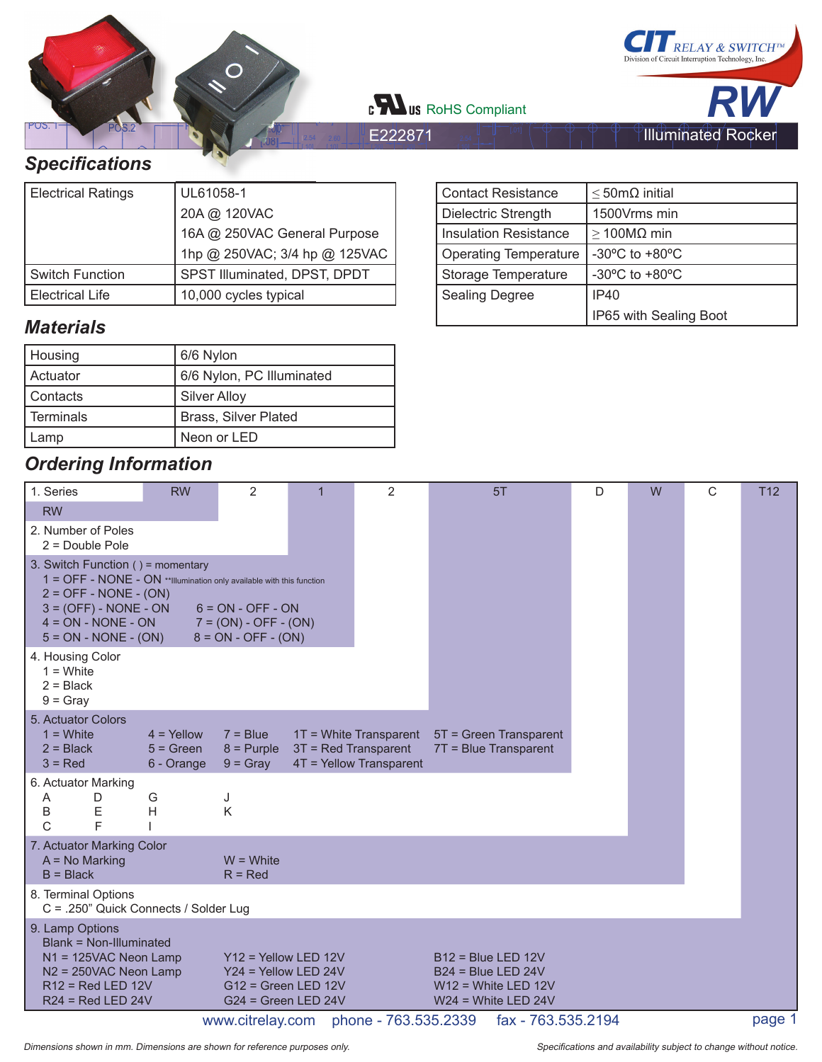CIT RELAY & SWITCH™
Division of Circuit Interruption Technology, Inc.

# RW

c UL us RoHS Compliant

E222871 — Illuminated Rocker

## Specifications

| Electrical Ratings | UL61058-1<br>20A @ 120VAC<br>16A @ 250VAC General Purpose<br>1hp @ 250VAC; 3/4 hp @ 125VAC |
|---|---|
| Switch Function | SPST Illuminated, DPST, DPDT |
| Electrical Life | 10,000 cycles typical |

| Contact Resistance | ≤ 50mΩ initial |
|---|---|
| Dielectric Strength | 1500Vrms min |
| Insulation Resistance | ≥ 100MΩ min |
| Operating Temperature | -30ºC to +80ºC |
| Storage Temperature | -30ºC to +80ºC |
| Sealing Degree | IP40<br>IP65 with Sealing Boot |

## Materials

| Housing | 6/6 Nylon |
|---|---|
| Actuator | 6/6 Nylon, PC Illuminated |
| Contacts | Silver Alloy |
| Terminals | Brass, Silver Plated |
| Lamp | Neon or LED |

## Ordering Information

| 1. Series | RW | 2 | 1 | 2 | 5T | D | W | C | T12 |
|---|---|---|---|---|---|---|---|---|---|

1. Series
   - RW
2. Number of Poles
   - 2 = Double Pole
3. Switch Function ( ) = momentary
   - 1 = OFF - NONE - ON **Illumination only available with this function
   - 2 = OFF - NONE - (ON)
   - 3 = (OFF) - NONE - ON
   - 4 = ON - NONE - ON
   - 5 = ON - NONE - (ON)
   - 6 = ON - OFF - ON
   - 7 = (ON) - OFF - (ON)
   - 8 = ON - OFF - (ON)
4. Housing Color
   - 1 = White
   - 2 = Black
   - 9 = Gray
5. Actuator Colors
   - 1 = White
   - 2 = Black
   - 3 = Red
   - 4 = Yellow
   - 5 = Green
   - 6 - Orange
   - 7 = Blue
   - 8 = Purple
   - 9 = Gray
   - 1T = White Transparent
   - 3T = Red Transparent
   - 4T = Yellow Transparent
   - 5T = Green Transparent
   - 7T = Blue Transparent
6. Actuator Marking
   - A, B, C, D, E, F, G, H, I, J, K
7. Actuator Marking Color
   - A = No Marking
   - B = Black
   - W = White
   - R = Red
8. Terminal Options
   - C = .250" Quick Connects / Solder Lug
9. Lamp Options
   - Blank = Non-Illuminated
   - N1 = 125VAC Neon Lamp
   - N2 = 250VAC Neon Lamp
   - R12 = Red LED 12V
   - R24 = Red LED 24V
   - Y12 = Yellow LED 12V
   - Y24 = Yellow LED 24V
   - G12 = Green LED 12V
   - G24 = Green LED 24V
   - B12 = Blue LED 12V
   - B24 = Blue LED 24V
   - W12 = White LED 12V
   - W24 = White LED 24V

www.citrelay.com    phone - 763.535.2339    fax - 763.535.2194

*Dimensions shown in mm. Dimensions are shown for reference purposes only.*

*Specifications and availability subject to change without notice.*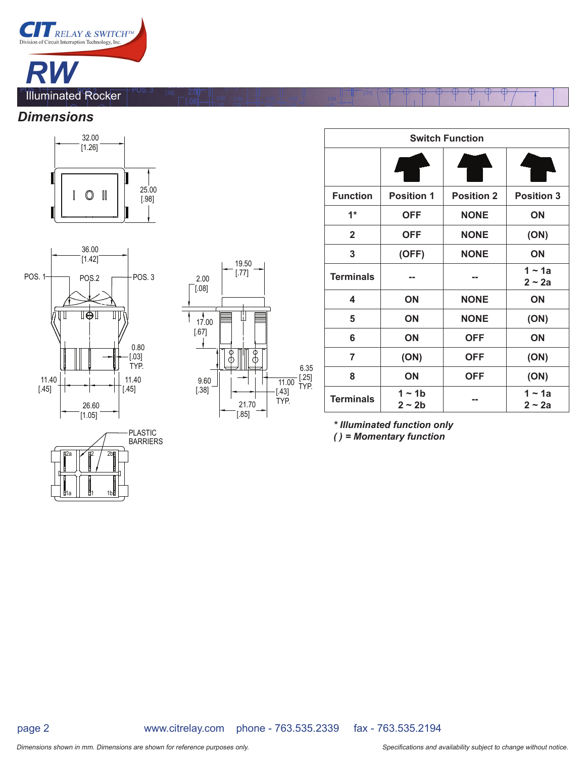# RW

## Illuminated Rocker

### *Dimensions*

32.00 [1.26]

25.00 [.98]

36.00 [1.42]

POS. 1 POS.2 POS. 3

0.80 [.03] TYP.

11.40 [.45] 11.40 [.45]

26.60 [1.05]

19.50 [.77]

2.00 [.08]

17.00 [.67]

9.60 [.38]

11.00 [.43] TYP.

6.35 [.25] TYP.

21.70 [.85]

PLASTIC BARRIERS

2a 2 2b
1a 1 1b

| Switch Function | | | |
|---|---|---|---|
| Function | Position 1 | Position 2 | Position 3 |
| 1* | OFF | NONE | ON |
| 2 | OFF | NONE | (ON) |
| 3 | (OFF) | NONE | ON |
| Terminals | -- | -- | 1 ~ 1a<br>2 ~ 2a |
| 4 | ON | NONE | ON |
| 5 | ON | NONE | (ON) |
| 6 | ON | OFF | ON |
| 7 | (ON) | OFF | (ON) |
| 8 | ON | OFF | (ON) |
| Terminals | 1 ~ 1b<br>2 ~ 2b | -- | 1 ~ 1a<br>2 ~ 2a |

***** *Illuminated function only*

*( ) = Momentary function*

*Dimensions shown in mm. Dimensions are shown for reference purposes only.*

*Specifications and availability subject to change without notice.*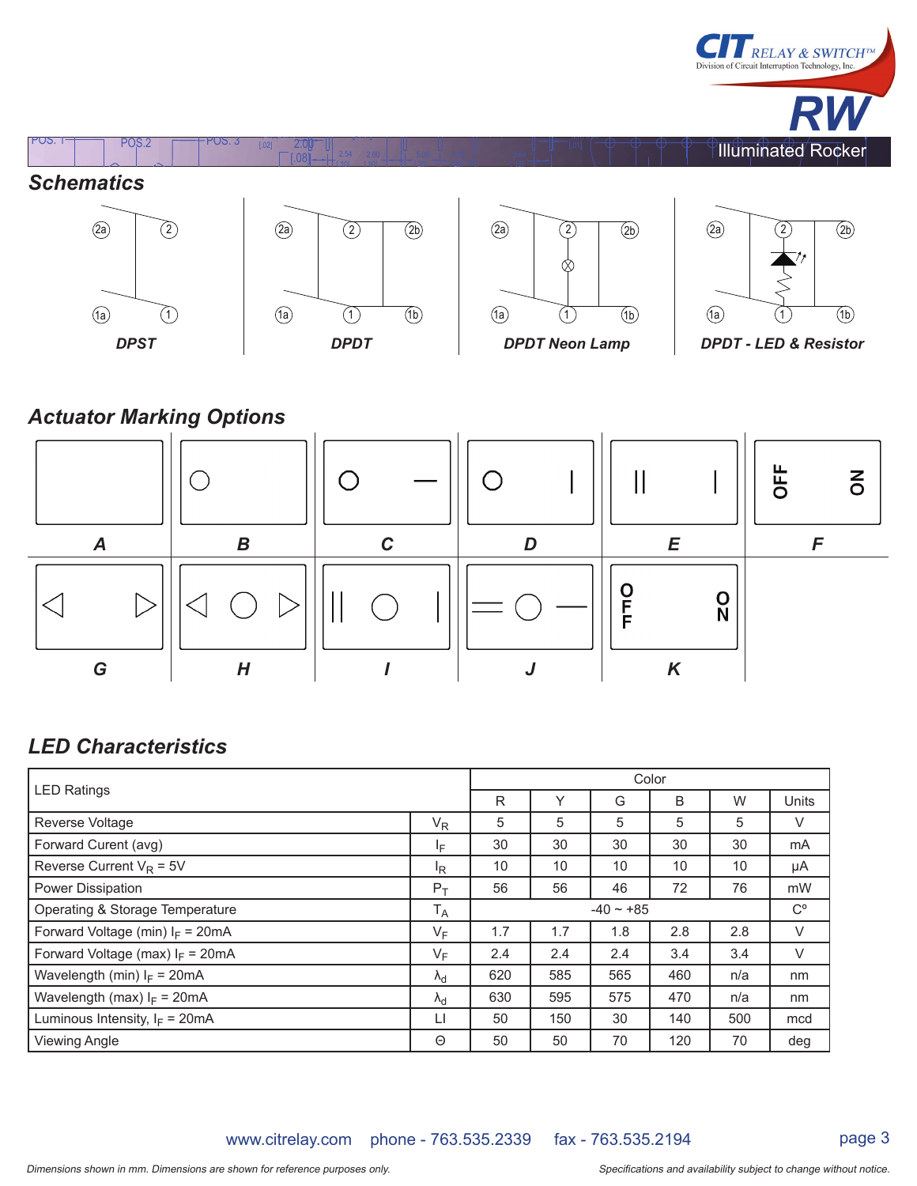## Schematics

DPST

DPDT

DPDT Neon Lamp

DPDT - LED & Resistor

## Actuator Marking Options

A B C D E F

G H I J K

## LED Characteristics

| LED Ratings | | Color | | | | | |
|---|---|---|---|---|---|---|---|
| | | R | Y | G | B | W | Units |
| Reverse Voltage | $V_R$ | 5 | 5 | 5 | 5 | 5 | V |
| Forward Current (avg) | $I_F$ | 30 | 30 | 30 | 30 | 30 | mA |
| Reverse Current $V_R$ = 5V | $I_R$ | 10 | 10 | 10 | 10 | 10 | µA |
| Power Dissipation | $P_T$ | 56 | 56 | 46 | 72 | 76 | mW |
| Operating & Storage Temperature | $T_A$ | -40 ~ +85 | | | | | C° |
| Forward Voltage (min) $I_F$ = 20mA | $V_F$ | 1.7 | 1.7 | 1.8 | 2.8 | 2.8 | V |
| Forward Voltage (max) $I_F$ = 20mA | $V_F$ | 2.4 | 2.4 | 2.4 | 3.4 | 3.4 | V |
| Wavelength (min) $I_F$ = 20mA | $\lambda_d$ | 620 | 585 | 565 | 460 | n/a | nm |
| Wavelength (max) $I_F$ = 20mA | $\lambda_d$ | 630 | 595 | 575 | 470 | n/a | nm |
| Luminous Intensity, $I_F$ = 20mA | LI | 50 | 150 | 30 | 140 | 500 | mcd |
| Viewing Angle | Θ | 50 | 50 | 70 | 120 | 70 | deg |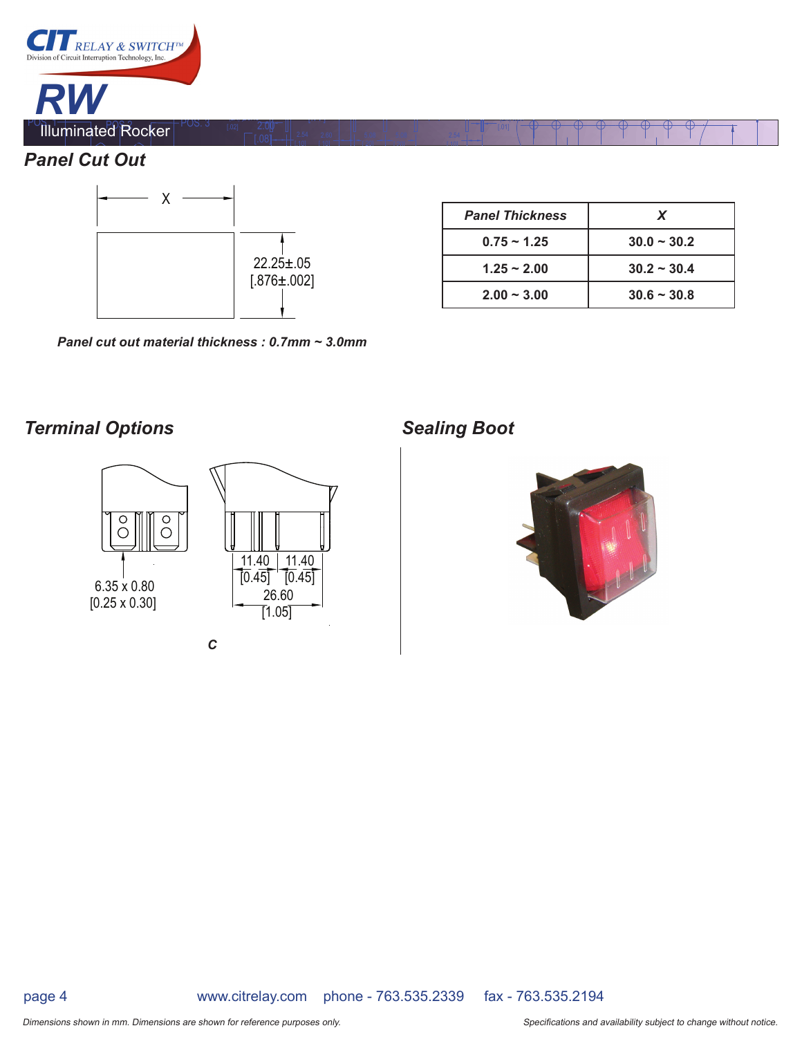# RW

Illuminated Rocker

## Panel Cut Out

X

22.25±.05
[.876±.002]

| Panel Thickness | X |
|---|---|
| 0.75 ~ 1.25 | 30.0 ~ 30.2 |
| 1.25 ~ 2.00 | 30.2 ~ 30.4 |
| 2.00 ~ 3.00 | 30.6 ~ 30.8 |

*Panel cut out material thickness : 0.7mm ~ 3.0mm*

## Terminal Options

6.35 x 0.80
[0.25 x 0.30]

11.40
[0.45]

11.40
[0.45]

26.60
[1.05]

C

## Sealing Boot

www.citrelay.com phone - 763.535.2339 fax - 763.535.2194

*Dimensions shown in mm. Dimensions are shown for reference purposes only.*

*Specifications and availability subject to change without notice.*